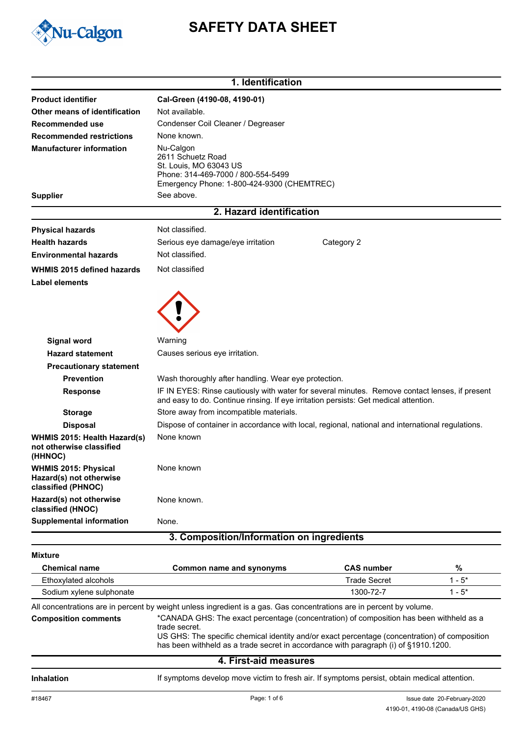# SAFETY DATA SHEET

## 1. Identification

**Product identifier** Cal-Green (4190-08, 4190-01)

**Other means of identification** Not available.

**Recommended use** Condenser Coil Cleaner / Degreaser

**Recommended restrictions** None known.

**Manufacturer information**
Nu-Calgon
2611 Schuetz Road
St. Louis, MO 63043 US
Phone: 314-469-7000 / 800-554-5499
Emergency Phone: 1-800-424-9300 (CHEMTREC)

**Supplier** See above.

## 2. Hazard identification

**Physical hazards** Not classified.

**Health hazards** Serious eye damage/eye irritation Category 2

**Environmental hazards** Not classified.

**WHMIS 2015 defined hazards** Not classified

**Label elements**

**Signal word** Warning

**Hazard statement** Causes serious eye irritation.

**Precautionary statement**

**Prevention** Wash thoroughly after handling. Wear eye protection.

**Response** IF IN EYES: Rinse cautiously with water for several minutes. Remove contact lenses, if present and easy to do. Continue rinsing. If eye irritation persists: Get medical attention.

**Storage** Store away from incompatible materials.

**Disposal** Dispose of container in accordance with local, regional, national and international regulations.

**WHMIS 2015: Health Hazard(s) not otherwise classified (HHNOC)** None known

**WHMIS 2015: Physical Hazard(s) not otherwise classified (PHNOC)** None known

**Hazard(s) not otherwise classified (HNOC)** None known.

**Supplemental information** None.

## 3. Composition/Information on ingredients

**Mixture**

| Chemical name | Common name and synonyms | CAS number | % |
|---|---|---|---|
| Ethoxylated alcohols | | Trade Secret | 1 - 5* |
| Sodium xylene sulphonate | | 1300-72-7 | 1 - 5* |

All concentrations are in percent by weight unless ingredient is a gas. Gas concentrations are in percent by volume.

**Composition comments** *CANADA GHS: The exact percentage (concentration) of composition has been withheld as a trade secret.
US GHS: The specific chemical identity and/or exact percentage (concentration) of composition has been withheld as a trade secret in accordance with paragraph (i) of §1910.1200.

## 4. First-aid measures

**Inhalation** If symptoms develop move victim to fresh air. If symptoms persist, obtain medical attention.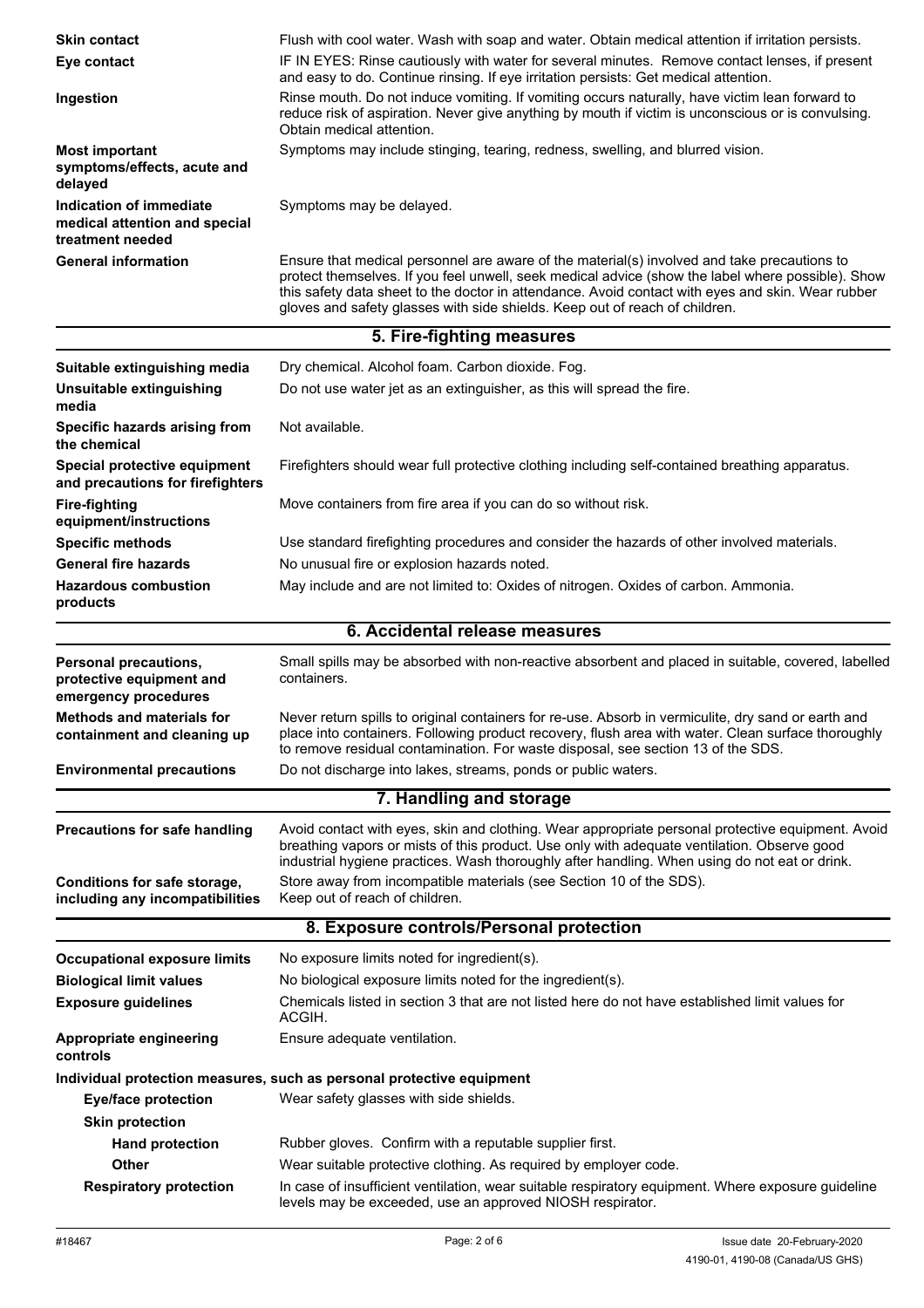| | |
|---|---|
| **Skin contact** | Flush with cool water. Wash with soap and water. Obtain medical attention if irritation persists. |
| **Eye contact** | IF IN EYES: Rinse cautiously with water for several minutes. Remove contact lenses, if present and easy to do. Continue rinsing. If eye irritation persists: Get medical attention. |
| **Ingestion** | Rinse mouth. Do not induce vomiting. If vomiting occurs naturally, have victim lean forward to reduce risk of aspiration. Never give anything by mouth if victim is unconscious or is convulsing. Obtain medical attention. |
| **Most important symptoms/effects, acute and delayed** | Symptoms may include stinging, tearing, redness, swelling, and blurred vision. |
| **Indication of immediate medical attention and special treatment needed** | Symptoms may be delayed. |
| **General information** | Ensure that medical personnel are aware of the material(s) involved and take precautions to protect themselves. If you feel unwell, seek medical advice (show the label where possible). Show this safety data sheet to the doctor in attendance. Avoid contact with eyes and skin. Wear rubber gloves and safety glasses with side shields. Keep out of reach of children. |

## 5. Fire-fighting measures

| | |
|---|---|
| **Suitable extinguishing media** | Dry chemical. Alcohol foam. Carbon dioxide. Fog. |
| **Unsuitable extinguishing media** | Do not use water jet as an extinguisher, as this will spread the fire. |
| **Specific hazards arising from the chemical** | Not available. |
| **Special protective equipment and precautions for firefighters** | Firefighters should wear full protective clothing including self-contained breathing apparatus. |
| **Fire-fighting equipment/instructions** | Move containers from fire area if you can do so without risk. |
| **Specific methods** | Use standard firefighting procedures and consider the hazards of other involved materials. |
| **General fire hazards** | No unusual fire or explosion hazards noted. |
| **Hazardous combustion products** | May include and are not limited to: Oxides of nitrogen. Oxides of carbon. Ammonia. |

## 6. Accidental release measures

| | |
|---|---|
| **Personal precautions, protective equipment and emergency procedures** | Small spills may be absorbed with non-reactive absorbent and placed in suitable, covered, labelled containers. |
| **Methods and materials for containment and cleaning up** | Never return spills to original containers for re-use. Absorb in vermiculite, dry sand or earth and place into containers. Following product recovery, flush area with water. Clean surface thoroughly to remove residual contamination. For waste disposal, see section 13 of the SDS. |
| **Environmental precautions** | Do not discharge into lakes, streams, ponds or public waters. |

## 7. Handling and storage

| | |
|---|---|
| **Precautions for safe handling** | Avoid contact with eyes, skin and clothing. Wear appropriate personal protective equipment. Avoid breathing vapors or mists of this product. Use only with adequate ventilation. Observe good industrial hygiene practices. Wash thoroughly after handling. When using do not eat or drink. |
| **Conditions for safe storage, including any incompatibilities** | Store away from incompatible materials (see Section 10 of the SDS). Keep out of reach of children. |

## 8. Exposure controls/Personal protection

| | |
|---|---|
| **Occupational exposure limits** | No exposure limits noted for ingredient(s). |
| **Biological limit values** | No biological exposure limits noted for the ingredient(s). |
| **Exposure guidelines** | Chemicals listed in section 3 that are not listed here do not have established limit values for ACGIH. |
| **Appropriate engineering controls** | Ensure adequate ventilation. |

**Individual protection measures, such as personal protective equipment**

| | |
|---|---|
| **Eye/face protection** | Wear safety glasses with side shields. |
| **Skin protection** | |
| **Hand protection** | Rubber gloves. Confirm with a reputable supplier first. |
| **Other** | Wear suitable protective clothing. As required by employer code. |
| **Respiratory protection** | In case of insufficient ventilation, wear suitable respiratory equipment. Where exposure guideline levels may be exceeded, use an approved NIOSH respirator. |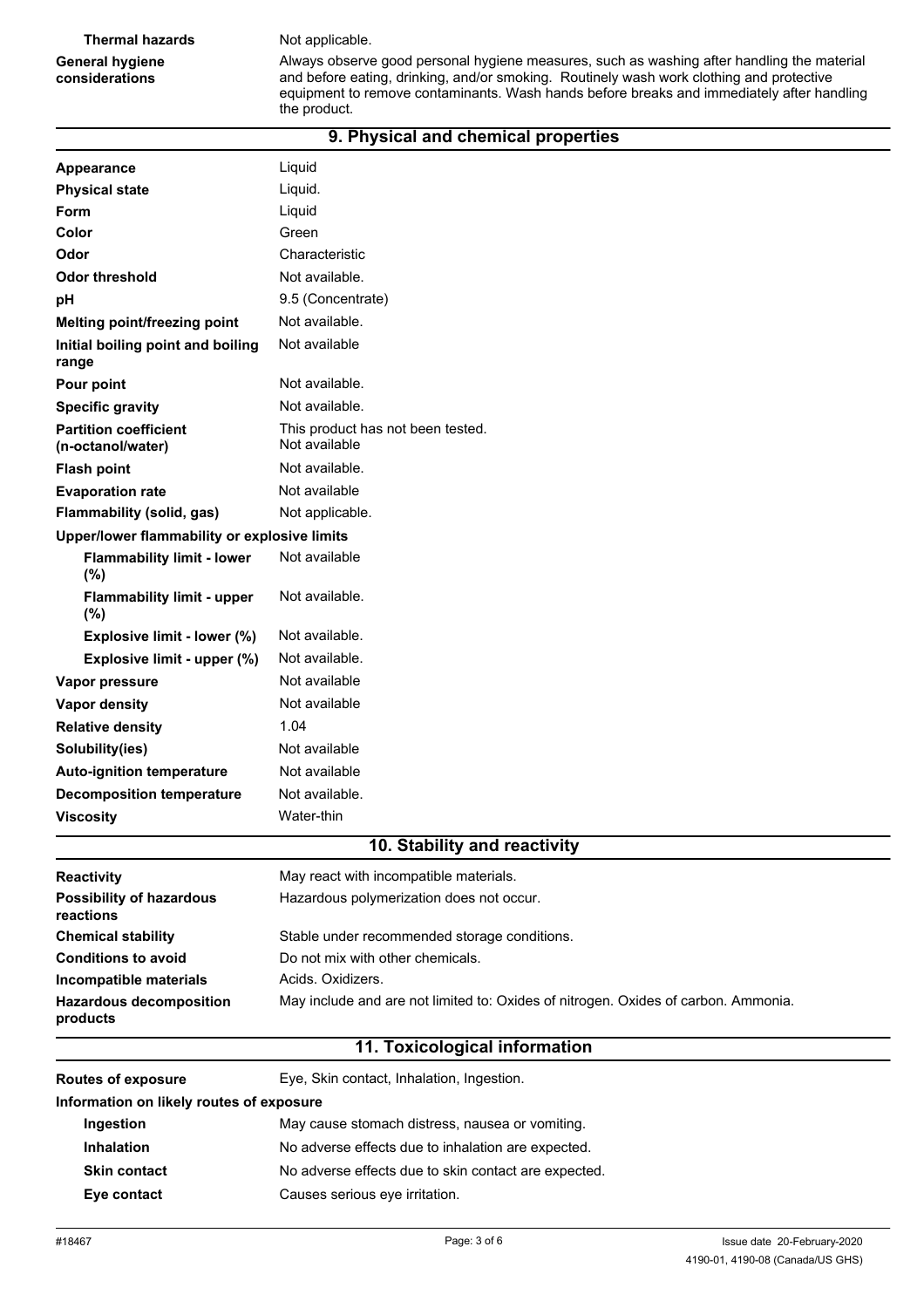| | |
|---|---|
| **Thermal hazards** | Not applicable. |
| **General hygiene considerations** | Always observe good personal hygiene measures, such as washing after handling the material and before eating, drinking, and/or smoking. Routinely wash work clothing and protective equipment to remove contaminants. Wash hands before breaks and immediately after handling the product. |

## 9. Physical and chemical properties

| | |
|---|---|
| **Appearance** | Liquid |
| **Physical state** | Liquid. |
| **Form** | Liquid |
| **Color** | Green |
| **Odor** | Characteristic |
| **Odor threshold** | Not available. |
| **pH** | 9.5 (Concentrate) |
| **Melting point/freezing point** | Not available. |
| **Initial boiling point and boiling range** | Not available |
| **Pour point** | Not available. |
| **Specific gravity** | Not available. |
| **Partition coefficient (n-octanol/water)** | This product has not been tested. Not available |
| **Flash point** | Not available. |
| **Evaporation rate** | Not available |
| **Flammability (solid, gas)** | Not applicable. |
| **Upper/lower flammability or explosive limits** | |
| **Flammability limit - lower (%)** | Not available |
| **Flammability limit - upper (%)** | Not available. |
| **Explosive limit - lower (%)** | Not available. |
| **Explosive limit - upper (%)** | Not available. |
| **Vapor pressure** | Not available |
| **Vapor density** | Not available |
| **Relative density** | 1.04 |
| **Solubility(ies)** | Not available |
| **Auto-ignition temperature** | Not available |
| **Decomposition temperature** | Not available. |
| **Viscosity** | Water-thin |

## 10. Stability and reactivity

| | |
|---|---|
| **Reactivity** | May react with incompatible materials. |
| **Possibility of hazardous reactions** | Hazardous polymerization does not occur. |
| **Chemical stability** | Stable under recommended storage conditions. |
| **Conditions to avoid** | Do not mix with other chemicals. |
| **Incompatible materials** | Acids. Oxidizers. |
| **Hazardous decomposition products** | May include and are not limited to: Oxides of nitrogen. Oxides of carbon. Ammonia. |

## 11. Toxicological information

| | |
|---|---|
| **Routes of exposure** | Eye, Skin contact, Inhalation, Ingestion. |
| **Information on likely routes of exposure** | |
| **Ingestion** | May cause stomach distress, nausea or vomiting. |
| **Inhalation** | No adverse effects due to inhalation are expected. |
| **Skin contact** | No adverse effects due to skin contact are expected. |
| **Eye contact** | Causes serious eye irritation. |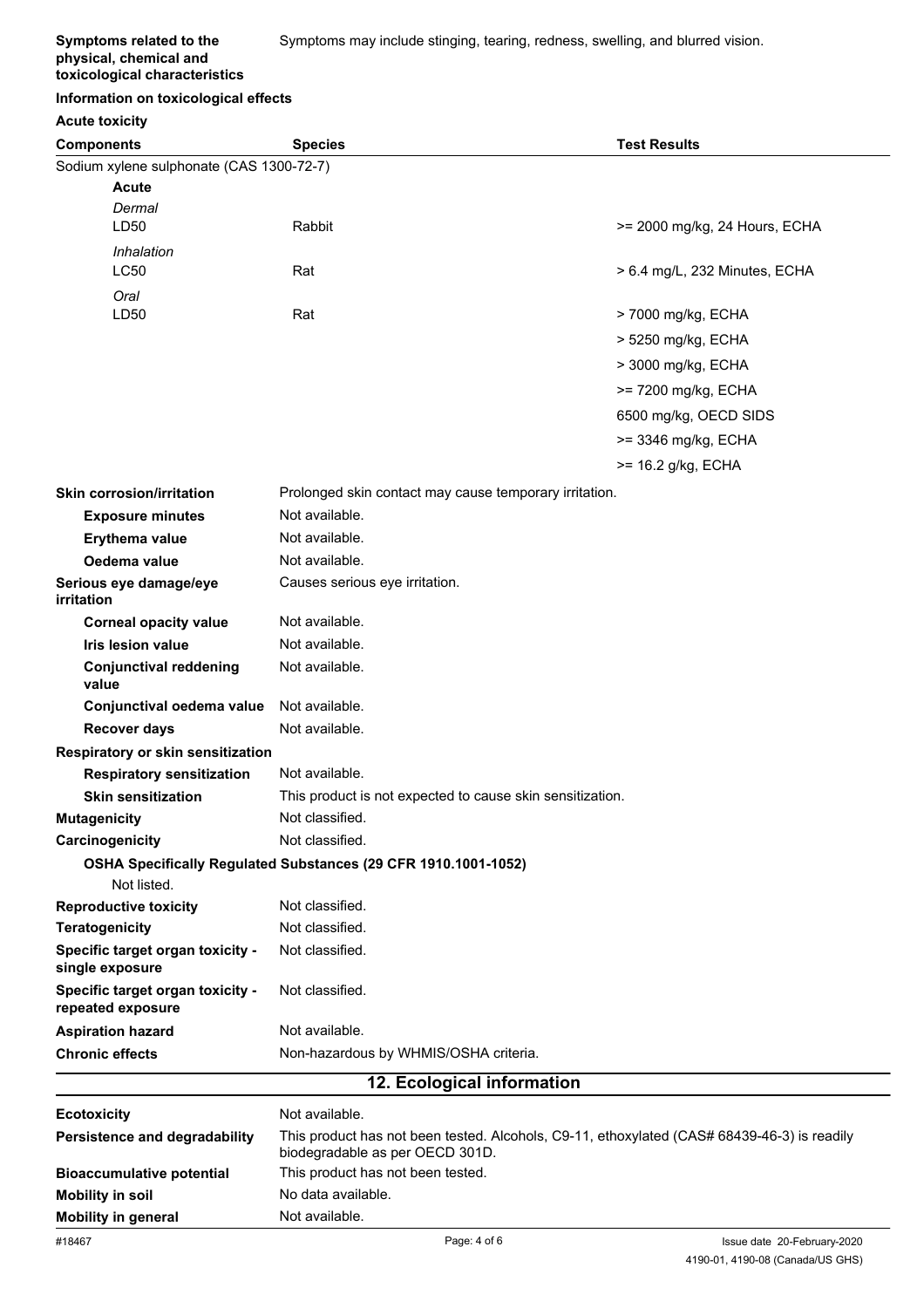| | |
|---|---|
| **Symptoms related to the physical, chemical and toxicological characteristics** | Symptoms may include stinging, tearing, redness, swelling, and blurred vision. |

**Information on toxicological effects**

**Acute toxicity**

| Components | Species | Test Results |
|---|---|---|
| Sodium xylene sulphonate (CAS 1300-72-7) | | |
| **Acute** | | |
| *Dermal* | | |
| LD50 | Rabbit | >= 2000 mg/kg, 24 Hours, ECHA |
| *Inhalation* | | |
| LC50 | Rat | > 6.4 mg/L, 232 Minutes, ECHA |
| *Oral* | | |
| LD50 | Rat | > 7000 mg/kg, ECHA |
| | | > 5250 mg/kg, ECHA |
| | | > 3000 mg/kg, ECHA |
| | | >= 7200 mg/kg, ECHA |
| | | 6500 mg/kg, OECD SIDS |
| | | >= 3346 mg/kg, ECHA |
| | | >= 16.2 g/kg, ECHA |

| | |
|---|---|
| **Skin corrosion/irritation** | Prolonged skin contact may cause temporary irritation. |
| **Exposure minutes** | Not available. |
| **Erythema value** | Not available. |
| **Oedema value** | Not available. |
| **Serious eye damage/eye irritation** | Causes serious eye irritation. |
| **Corneal opacity value** | Not available. |
| **Iris lesion value** | Not available. |
| **Conjunctival reddening value** | Not available. |
| **Conjunctival oedema value** | Not available. |
| **Recover days** | Not available. |
| **Respiratory or skin sensitization** | |
| **Respiratory sensitization** | Not available. |
| **Skin sensitization** | This product is not expected to cause skin sensitization. |
| **Mutagenicity** | Not classified. |
| **Carcinogenicity** | Not classified. |

**OSHA Specifically Regulated Substances (29 CFR 1910.1001-1052)**

Not listed.

| | |
|---|---|
| **Reproductive toxicity** | Not classified. |
| **Teratogenicity** | Not classified. |
| **Specific target organ toxicity - single exposure** | Not classified. |
| **Specific target organ toxicity - repeated exposure** | Not classified. |
| **Aspiration hazard** | Not available. |
| **Chronic effects** | Non-hazardous by WHMIS/OSHA criteria. |

## 12. Ecological information

| | |
|---|---|
| **Ecotoxicity** | Not available. |
| **Persistence and degradability** | This product has not been tested. Alcohols, C9-11, ethoxylated (CAS# 68439-46-3) is readily biodegradable as per OECD 301D. |
| **Bioaccumulative potential** | This product has not been tested. |
| **Mobility in soil** | No data available. |
| **Mobility in general** | Not available. |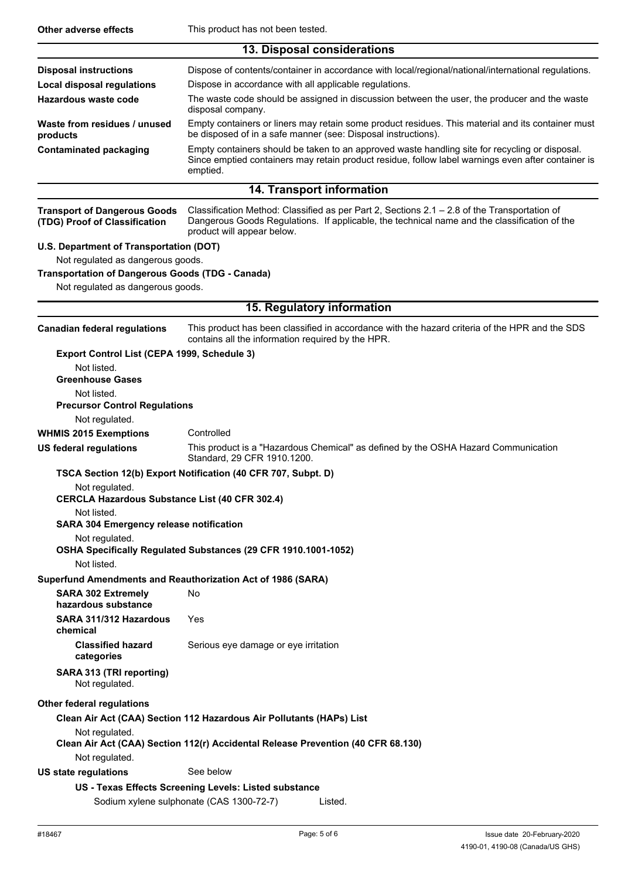**Other adverse effects** This product has not been tested.

## 13. Disposal considerations

**Disposal instructions** Dispose of contents/container in accordance with local/regional/national/international regulations.

**Local disposal regulations** Dispose in accordance with all applicable regulations.

**Hazardous waste code** The waste code should be assigned in discussion between the user, the producer and the waste disposal company.

**Waste from residues / unused products** Empty containers or liners may retain some product residues. This material and its container must be disposed of in a safe manner (see: Disposal instructions).

**Contaminated packaging** Empty containers should be taken to an approved waste handling site for recycling or disposal. Since emptied containers may retain product residue, follow label warnings even after container is emptied.

## 14. Transport information

**Transport of Dangerous Goods (TDG) Proof of Classification** Classification Method: Classified as per Part 2, Sections 2.1 – 2.8 of the Transportation of Dangerous Goods Regulations. If applicable, the technical name and the classification of the product will appear below.

**U.S. Department of Transportation (DOT)**

Not regulated as dangerous goods.

**Transportation of Dangerous Goods (TDG - Canada)**

Not regulated as dangerous goods.

## 15. Regulatory information

**Canadian federal regulations** This product has been classified in accordance with the hazard criteria of the HPR and the SDS contains all the information required by the HPR.

**Export Control List (CEPA 1999, Schedule 3)**

Not listed.

**Greenhouse Gases**

Not listed.

**Precursor Control Regulations**

Not regulated.

**WHMIS 2015 Exemptions** Controlled

**US federal regulations** This product is a "Hazardous Chemical" as defined by the OSHA Hazard Communication Standard, 29 CFR 1910.1200.

**TSCA Section 12(b) Export Notification (40 CFR 707, Subpt. D)**

Not regulated.

**CERCLA Hazardous Substance List (40 CFR 302.4)**

Not listed.

**SARA 304 Emergency release notification**

Not regulated.

**OSHA Specifically Regulated Substances (29 CFR 1910.1001-1052)**

Not listed.

**Superfund Amendments and Reauthorization Act of 1986 (SARA)**

**SARA 302 Extremely hazardous substance** No

**SARA 311/312 Hazardous chemical** Yes

**Classified hazard categories** Serious eye damage or eye irritation

**SARA 313 (TRI reporting)**

Not regulated.

**Other federal regulations**

**Clean Air Act (CAA) Section 112 Hazardous Air Pollutants (HAPs) List**

Not regulated.

**Clean Air Act (CAA) Section 112(r) Accidental Release Prevention (40 CFR 68.130)**

Not regulated.

**US state regulations** See below

**US - Texas Effects Screening Levels: Listed substance**

Sodium xylene sulphonate (CAS 1300-72-7) Listed.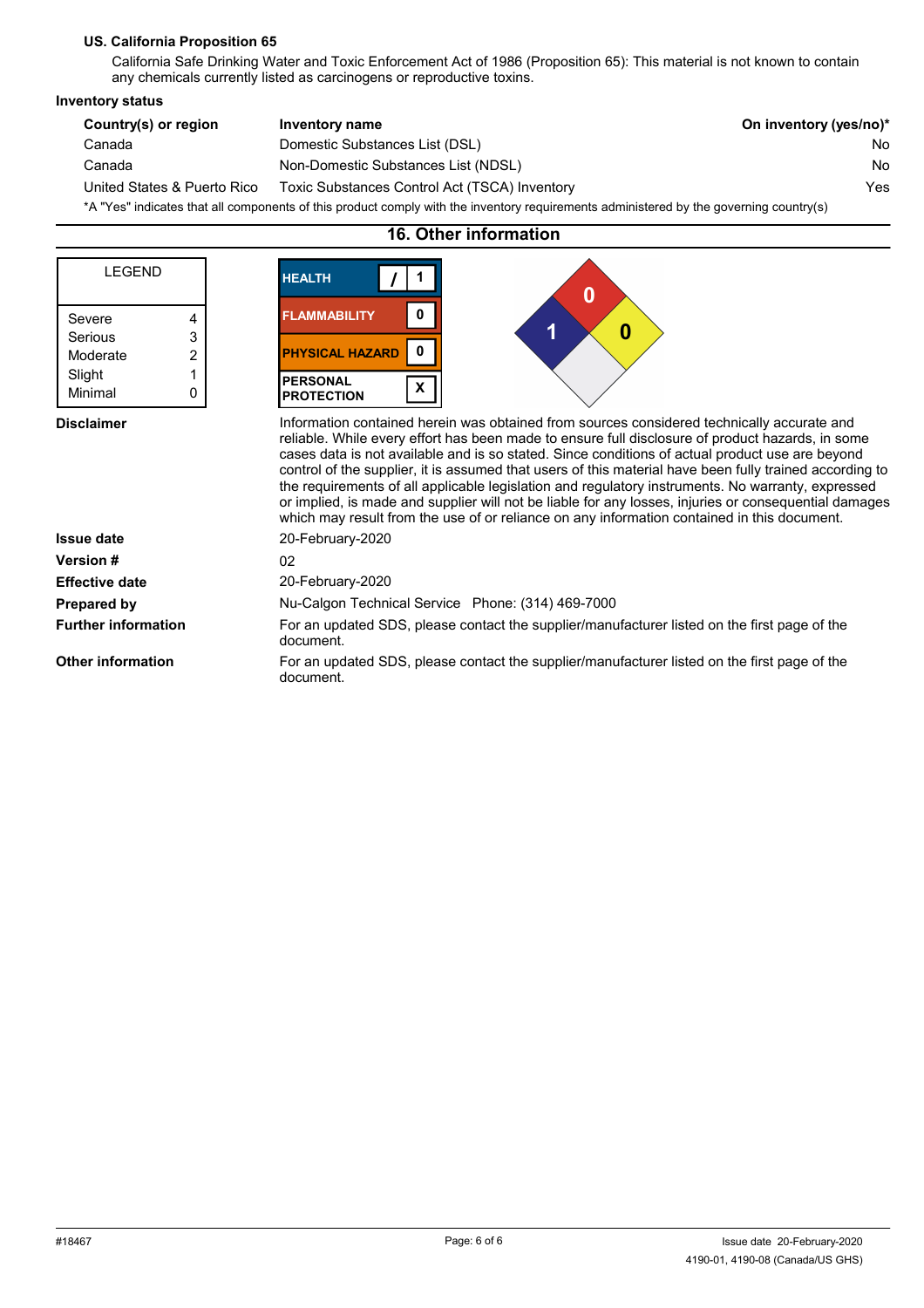**US. California Proposition 65**

California Safe Drinking Water and Toxic Enforcement Act of 1986 (Proposition 65): This material is not known to contain any chemicals currently listed as carcinogens or reproductive toxins.

**Inventory status**

| Country(s) or region | Inventory name | On inventory (yes/no)* |
|---|---|---|
| Canada | Domestic Substances List (DSL) | No |
| Canada | Non-Domestic Substances List (NDSL) | No |
| United States & Puerto Rico | Toxic Substances Control Act (TSCA) Inventory | Yes |

*A "Yes" indicates that all components of this product comply with the inventory requirements administered by the governing country(s)

## 16. Other information

| LEGEND | |
|---|---|
| Severe | 4 |
| Serious | 3 |
| Moderate | 2 |
| Slight | 1 |
| Minimal | 0 |

| | | |
|---|---|---|
| HEALTH | / | 1 |
| FLAMMABILITY | | 0 |
| PHYSICAL HAZARD | | 0 |
| PERSONAL PROTECTION | | X |

0

1 0

**Disclaimer** Information contained herein was obtained from sources considered technically accurate and reliable. While every effort has been made to ensure full disclosure of product hazards, in some cases data is not available and is so stated. Since conditions of actual product use are beyond control of the supplier, it is assumed that users of this material have been fully trained according to the requirements of all applicable legislation and regulatory instruments. No warranty, expressed or implied, is made and supplier will not be liable for any losses, injuries or consequential damages which may result from the use of or reliance on any information contained in this document.

**Issue date** 20-February-2020

**Version #** 02

**Effective date** 20-February-2020

**Prepared by** Nu-Calgon Technical Service Phone: (314) 469-7000

**Further information** For an updated SDS, please contact the supplier/manufacturer listed on the first page of the document.

**Other information** For an updated SDS, please contact the supplier/manufacturer listed on the first page of the document.